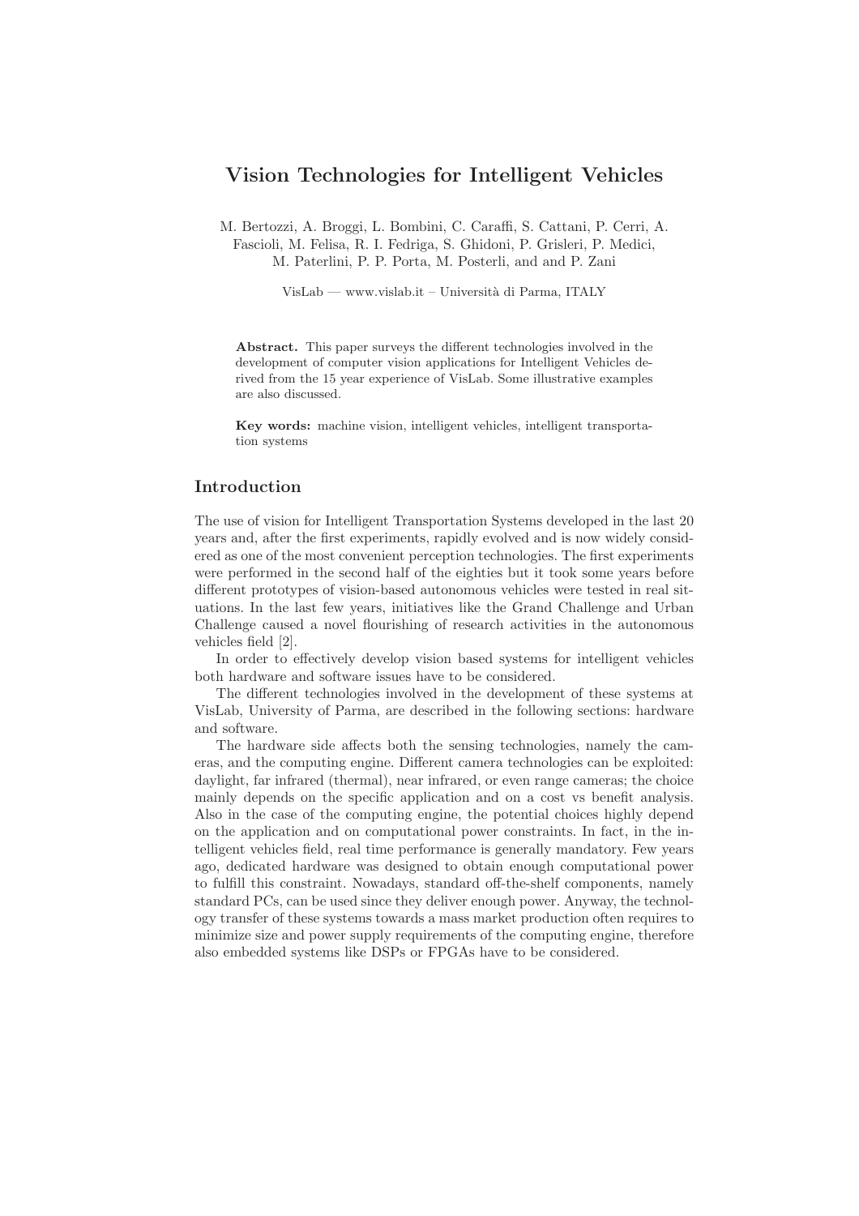# Vision Technologies for Intelligent Vehicles

M. Bertozzi, A. Broggi, L. Bombini, C. Caraffi, S. Cattani, P. Cerri, A. Fascioli, M. Felisa, R. I. Fedriga, S. Ghidoni, P. Grisleri, P. Medici, M. Paterlini, P. P. Porta, M. Posterli, and and P. Zani

VisLab — www.vislab.it – Università di Parma, ITALY

**Abstract.** This paper surveys the different technologies involved in the development of computer vision applications for Intelligent Vehicles derived from the 15 year experience of VisLab. Some illustrative examples are also discussed.

**Key words:** machine vision, intelligent vehicles, intelligent transportation systems

## Introduction

The use of vision for Intelligent Transportation Systems developed in the last 20 years and, after the first experiments, rapidly evolved and is now widely considered as one of the most convenient perception technologies. The first experiments were performed in the second half of the eighties but it took some years before different prototypes of vision-based autonomous vehicles were tested in real situations. In the last few years, initiatives like the Grand Challenge and Urban Challenge caused a novel flourishing of research activities in the autonomous vehicles field [2].

In order to effectively develop vision based systems for intelligent vehicles both hardware and software issues have to be considered.

The different technologies involved in the development of these systems at VisLab, University of Parma, are described in the following sections: hardware and software.

The hardware side affects both the sensing technologies, namely the cameras, and the computing engine. Different camera technologies can be exploited: daylight, far infrared (thermal), near infrared, or even range cameras; the choice mainly depends on the specific application and on a cost vs benefit analysis. Also in the case of the computing engine, the potential choices highly depend on the application and on computational power constraints. In fact, in the intelligent vehicles field, real time performance is generally mandatory. Few years ago, dedicated hardware was designed to obtain enough computational power to fulfill this constraint. Nowadays, standard off-the-shelf components, namely standard PCs, can be used since they deliver enough power. Anyway, the technology transfer of these systems towards a mass market production often requires to minimize size and power supply requirements of the computing engine, therefore also embedded systems like DSPs or FPGAs have to be considered.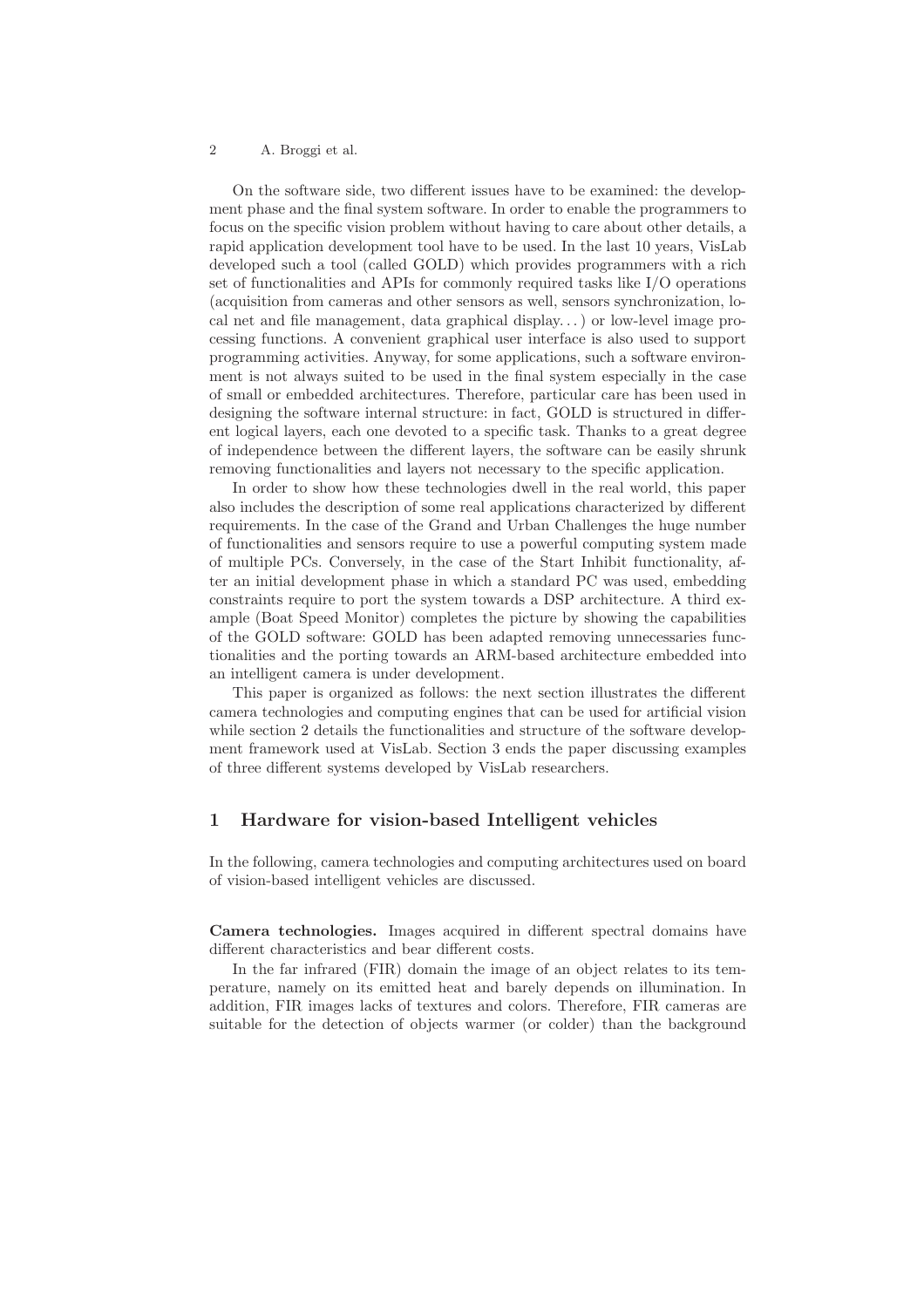On the software side, two different issues have to be examined: the development phase and the final system software. In order to enable the programmers to focus on the specific vision problem without having to care about other details, a rapid application development tool have to be used. In the last 10 years, VisLab developed such a tool (called GOLD) which provides programmers with a rich set of functionalities and APIs for commonly required tasks like I/O operations (acquisition from cameras and other sensors as well, sensors synchronization, local net and file management, data graphical display...) or low-level image processing functions. A convenient graphical user interface is also used to support programming activities. Anyway, for some applications, such a software environment is not always suited to be used in the final system especially in the case of small or embedded architectures. Therefore, particular care has been used in designing the software internal structure: in fact, GOLD is structured in different logical layers, each one devoted to a specific task. Thanks to a great degree of independence between the different layers, the software can be easily shrunk removing functionalities and layers not necessary to the specific application.

In order to show how these technologies dwell in the real world, this paper also includes the description of some real applications characterized by different requirements. In the case of the Grand and Urban Challenges the huge number of functionalities and sensors require to use a powerful computing system made of multiple PCs. Conversely, in the case of the Start Inhibit functionality, after an initial development phase in which a standard PC was used, embedding constraints require to port the system towards a DSP architecture. A third example (Boat Speed Monitor) completes the picture by showing the capabilities of the GOLD software: GOLD has been adapted removing unnecessaries functionalities and the porting towards an ARM-based architecture embedded into an intelligent camera is under development.

This paper is organized as follows: the next section illustrates the different camera technologies and computing engines that can be used for artificial vision while section 2 details the functionalities and structure of the software development framework used at VisLab. Section 3 ends the paper discussing examples of three different systems developed by VisLab researchers.

## 1 Hardware for vision-based Intelligent vehicles

In the following, camera technologies and computing architectures used on board of vision-based intelligent vehicles are discussed.

**Camera technologies.** Images acquired in different spectral domains have different characteristics and bear different costs.

In the far infrared (FIR) domain the image of an object relates to its temperature, namely on its emitted heat and barely depends on illumination. In addition, FIR images lacks of textures and colors. Therefore, FIR cameras are suitable for the detection of objects warmer (or colder) than the background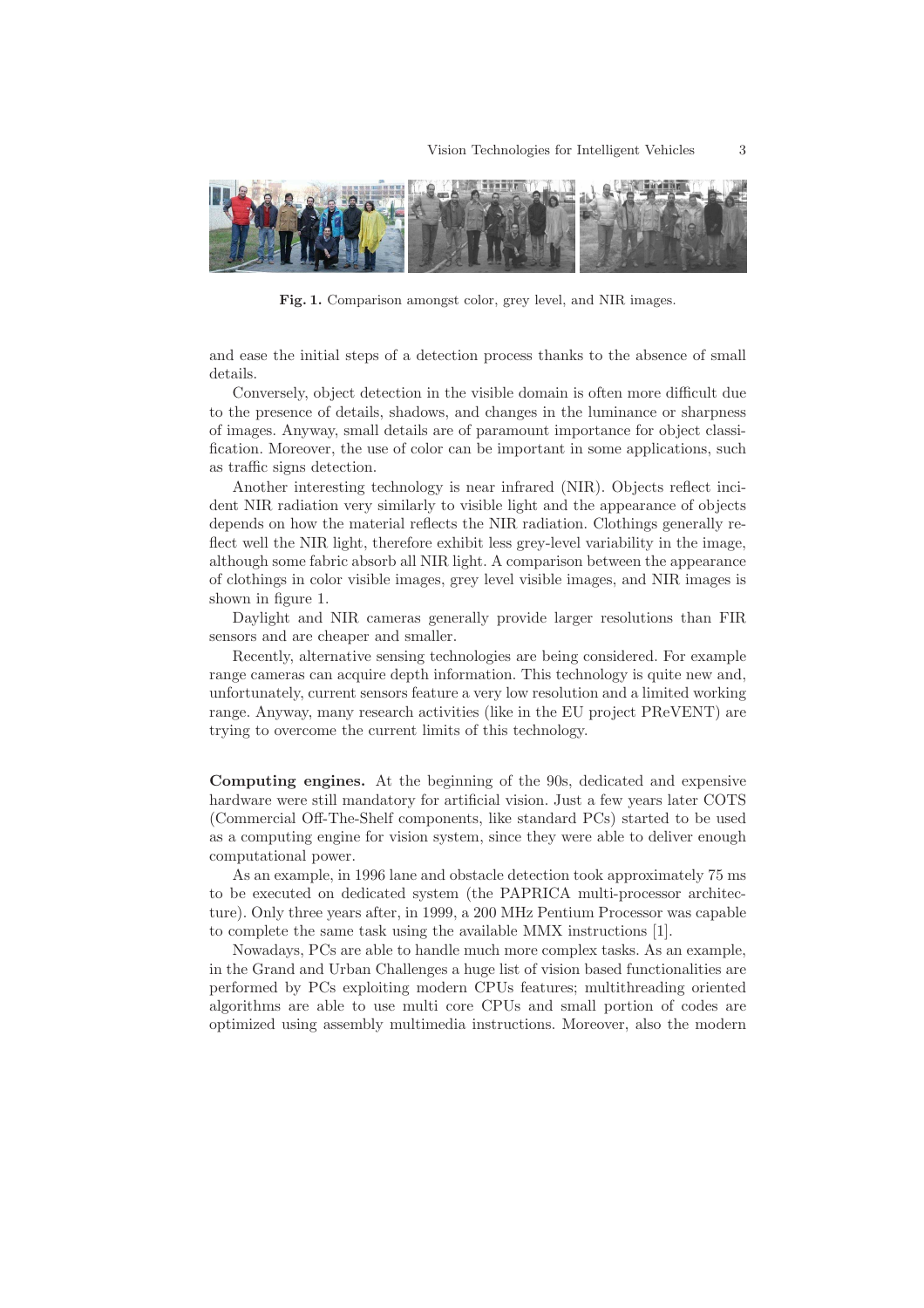Fig. 1. Comparison amongst color, grey level, and NIR images.

and ease the initial steps of a detection process thanks to the absence of small details.

Conversely, object detection in the visible domain is often more difficult due to the presence of details, shadows, and changes in the luminance or sharpness of images. Anyway, small details are of paramount importance for object classification. Moreover, the use of color can be important in some applications, such as traffic signs detection.

Another interesting technology is near infrared (NIR). Objects reflect incident NIR radiation very similarly to visible light and the appearance of objects depends on how the material reflects the NIR radiation. Clothings generally reflect well the NIR light, therefore exhibit less grey-level variability in the image, although some fabric absorb all NIR light. A comparison between the appearance of clothings in color visible images, grey level visible images, and NIR images is shown in figure 1.

Daylight and NIR cameras generally provide larger resolutions than FIR sensors and are cheaper and smaller.

Recently, alternative sensing technologies are being considered. For example range cameras can acquire depth information. This technology is quite new and, unfortunately, current sensors feature a very low resolution and a limited working range. Anyway, many research activities (like in the EU project PReVENT) are trying to overcome the current limits of this technology.

**Computing engines.** At the beginning of the 90s, dedicated and expensive hardware were still mandatory for artificial vision. Just a few years later COTS (Commercial Off-The-Shelf components, like standard PCs) started to be used as a computing engine for vision system, since they were able to deliver enough computational power.

As an example, in 1996 lane and obstacle detection took approximately 75 ms to be executed on dedicated system (the PAPRICA multi-processor architecture). Only three years after, in 1999, a 200 MHz Pentium Processor was capable to complete the same task using the available MMX instructions [1].

Nowadays, PCs are able to handle much more complex tasks. As an example, in the Grand and Urban Challenges a huge list of vision based functionalities are performed by PCs exploiting modern CPUs features; multithreading oriented algorithms are able to use multi core CPUs and small portion of codes are optimized using assembly multimedia instructions. Moreover, also the modern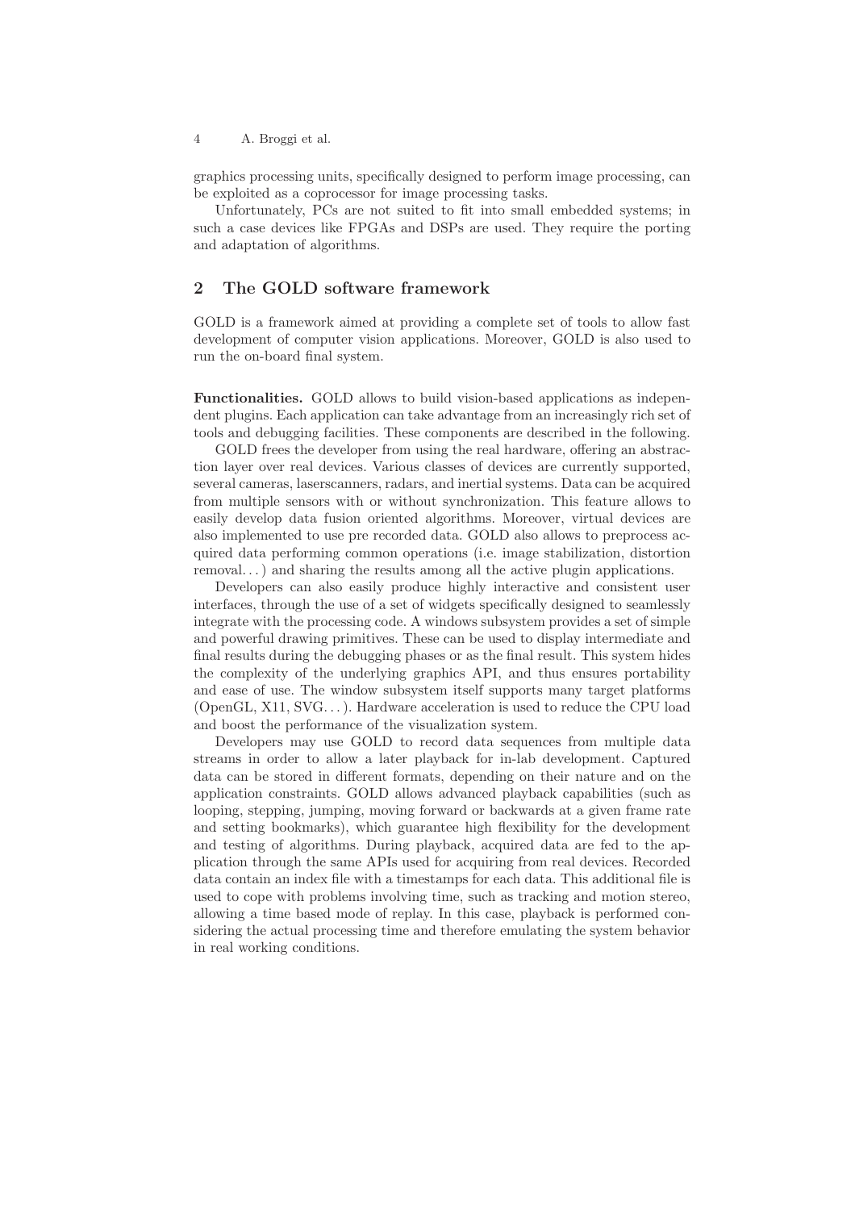graphics processing units, specifically designed to perform image processing, can be exploited as a coprocessor for image processing tasks.

Unfortunately, PCs are not suited to fit into small embedded systems; in such a case devices like FPGAs and DSPs are used. They require the porting and adaptation of algorithms.

## 2 The GOLD software framework

GOLD is a framework aimed at providing a complete set of tools to allow fast development of computer vision applications. Moreover, GOLD is also used to run the on-board final system.

**Functionalities.** GOLD allows to build vision-based applications as independent plugins. Each application can take advantage from an increasingly rich set of tools and debugging facilities. These components are described in the following.

GOLD frees the developer from using the real hardware, offering an abstraction layer over real devices. Various classes of devices are currently supported, several cameras, laserscanners, radars, and inertial systems. Data can be acquired from multiple sensors with or without synchronization. This feature allows to easily develop data fusion oriented algorithms. Moreover, virtual devices are also implemented to use pre recorded data. GOLD also allows to preprocess acquired data performing common operations (i.e. image stabilization, distortion removal...) and sharing the results among all the active plugin applications.

Developers can also easily produce highly interactive and consistent user interfaces, through the use of a set of widgets specifically designed to seamlessly integrate with the processing code. A windows subsystem provides a set of simple and powerful drawing primitives. These can be used to display intermediate and final results during the debugging phases or as the final result. This system hides the complexity of the underlying graphics API, and thus ensures portability and ease of use. The window subsystem itself supports many target platforms (OpenGL, X11, SVG...). Hardware acceleration is used to reduce the CPU load and boost the performance of the visualization system.

Developers may use GOLD to record data sequences from multiple data streams in order to allow a later playback for in-lab development. Captured data can be stored in different formats, depending on their nature and on the application constraints. GOLD allows advanced playback capabilities (such as looping, stepping, jumping, moving forward or backwards at a given frame rate and setting bookmarks), which guarantee high flexibility for the development and testing of algorithms. During playback, acquired data are fed to the application through the same APIs used for acquiring from real devices. Recorded data contain an index file with a timestamps for each data. This additional file is used to cope with problems involving time, such as tracking and motion stereo, allowing a time based mode of replay. In this case, playback is performed considering the actual processing time and therefore emulating the system behavior in real working conditions.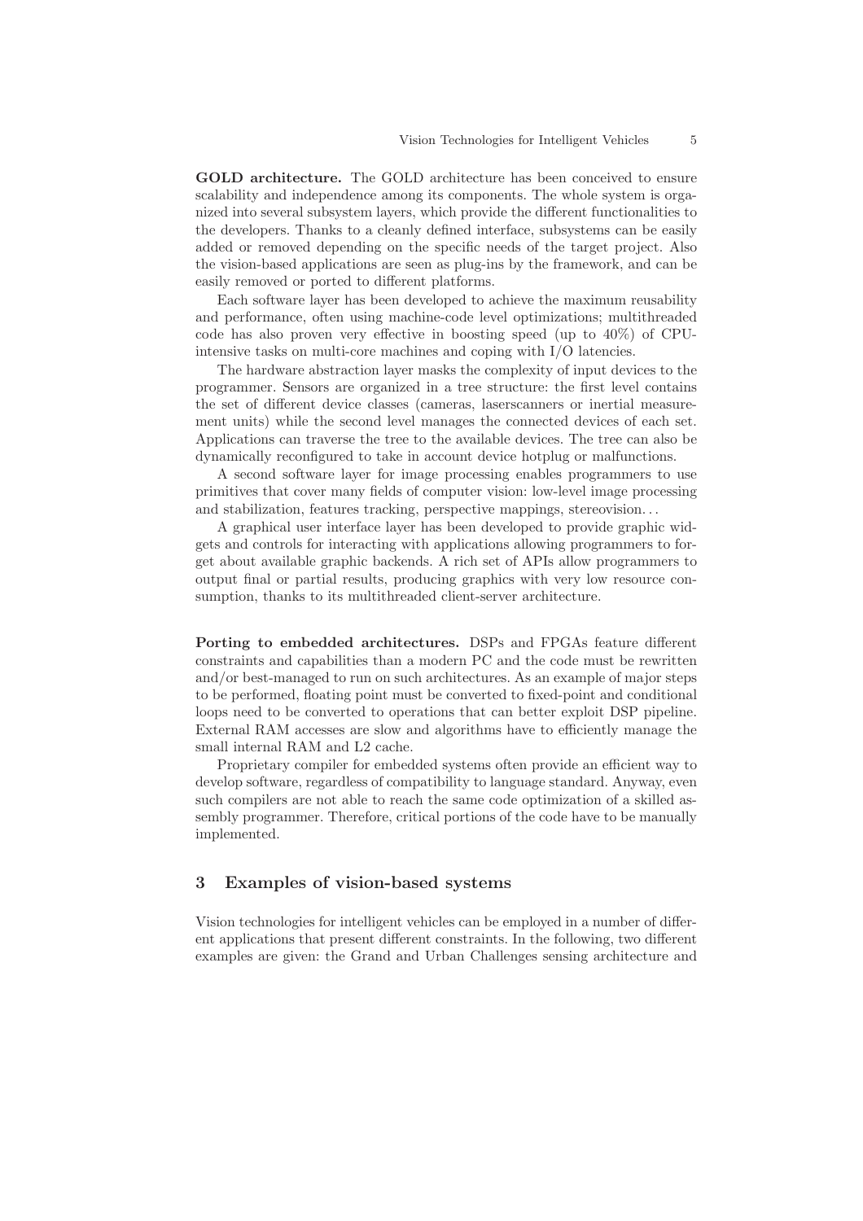**GOLD architecture.** The GOLD architecture has been conceived to ensure scalability and independence among its components. The whole system is organized into several subsystem layers, which provide the different functionalities to the developers. Thanks to a cleanly defined interface, subsystems can be easily added or removed depending on the specific needs of the target project. Also the vision-based applications are seen as plug-ins by the framework, and can be easily removed or ported to different platforms.

Each software layer has been developed to achieve the maximum reusability and performance, often using machine-code level optimizations; multithreaded code has also proven very effective in boosting speed (up to 40%) of CPU-intensive tasks on multi-core machines and coping with I/O latencies.

The hardware abstraction layer masks the complexity of input devices to the programmer. Sensors are organized in a tree structure: the first level contains the set of different device classes (cameras, laserscanners or inertial measurement units) while the second level manages the connected devices of each set. Applications can traverse the tree to the available devices. The tree can also be dynamically reconfigured to take in account device hotplug or malfunctions.

A second software layer for image processing enables programmers to use primitives that cover many fields of computer vision: low-level image processing and stabilization, features tracking, perspective mappings, stereovision. . .

A graphical user interface layer has been developed to provide graphic widgets and controls for interacting with applications allowing programmers to forget about available graphic backends. A rich set of APIs allow programmers to output final or partial results, producing graphics with very low resource consumption, thanks to its multithreaded client-server architecture.

**Porting to embedded architectures.** DSPs and FPGAs feature different constraints and capabilities than a modern PC and the code must be rewritten and/or best-managed to run on such architectures. As an example of major steps to be performed, floating point must be converted to fixed-point and conditional loops need to be converted to operations that can better exploit DSP pipeline. External RAM accesses are slow and algorithms have to efficiently manage the small internal RAM and L2 cache.

Proprietary compiler for embedded systems often provide an efficient way to develop software, regardless of compatibility to language standard. Anyway, even such compilers are not able to reach the same code optimization of a skilled assembly programmer. Therefore, critical portions of the code have to be manually implemented.

## 3 Examples of vision-based systems

Vision technologies for intelligent vehicles can be employed in a number of different applications that present different constraints. In the following, two different examples are given: the Grand and Urban Challenges sensing architecture and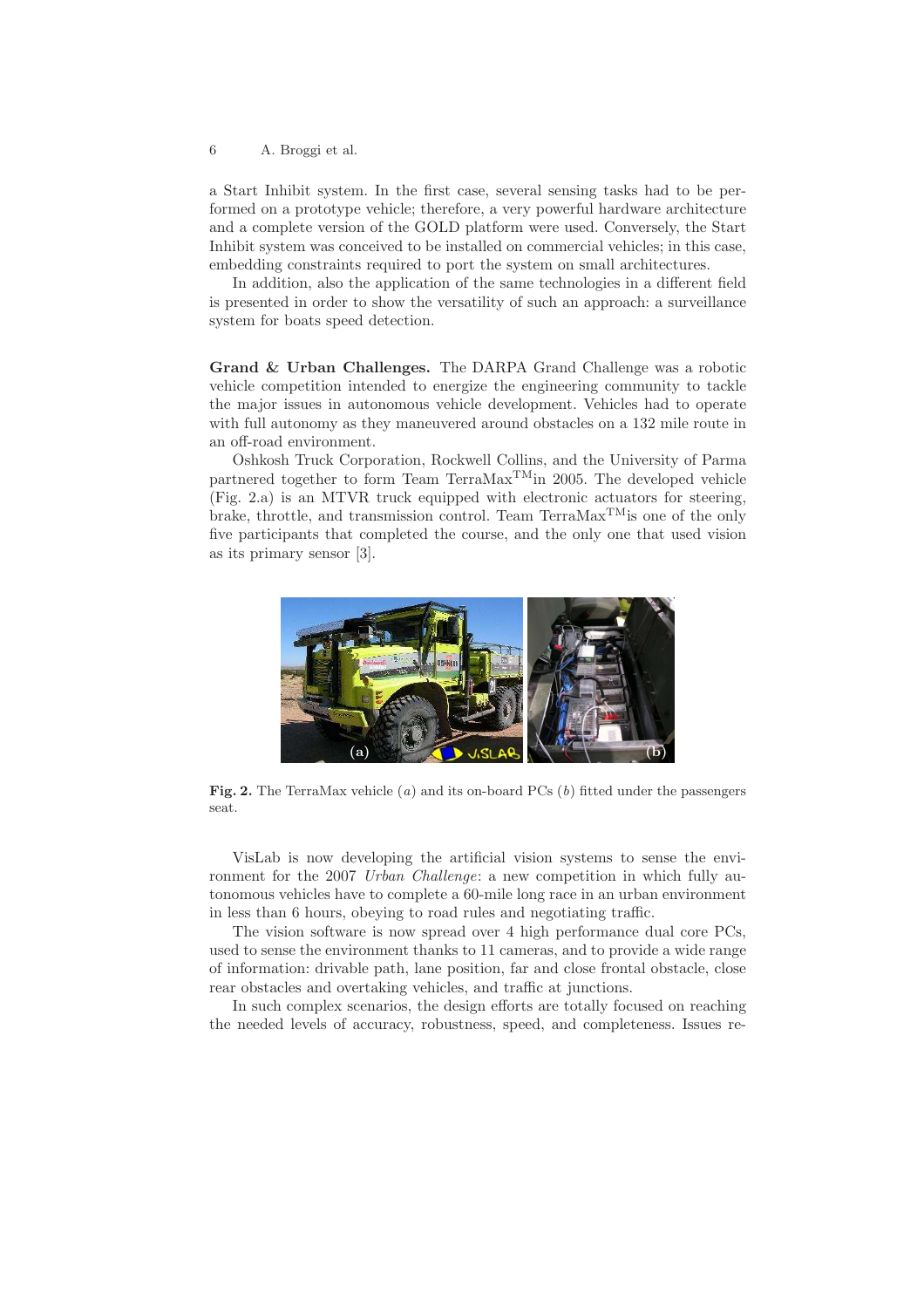a Start Inhibit system. In the first case, several sensing tasks had to be performed on a prototype vehicle; therefore, a very powerful hardware architecture and a complete version of the GOLD platform were used. Conversely, the Start Inhibit system was conceived to be installed on commercial vehicles; in this case, embedding constraints required to port the system on small architectures.

In addition, also the application of the same technologies in a different field is presented in order to show the versatility of such an approach: a surveillance system for boats speed detection.

**Grand & Urban Challenges.** The DARPA Grand Challenge was a robotic vehicle competition intended to energize the engineering community to tackle the major issues in autonomous vehicle development. Vehicles had to operate with full autonomy as they maneuvered around obstacles on a 132 mile route in an off-road environment.

Oshkosh Truck Corporation, Rockwell Collins, and the University of Parma partnered together to form Team TerraMax$^{\text{TM}}$in 2005. The developed vehicle (Fig. 2.a) is an MTVR truck equipped with electronic actuators for steering, brake, throttle, and transmission control. Team TerraMax$^{\text{TM}}$is one of the only five participants that completed the course, and the only one that used vision as its primary sensor [3].

**Fig. 2.** The TerraMax vehicle (*a*) and its on-board PCs (*b*) fitted under the passengers seat.

VisLab is now developing the artificial vision systems to sense the environment for the 2007 *Urban Challenge*: a new competition in which fully autonomous vehicles have to complete a 60-mile long race in an urban environment in less than 6 hours, obeying to road rules and negotiating traffic.

The vision software is now spread over 4 high performance dual core PCs, used to sense the environment thanks to 11 cameras, and to provide a wide range of information: drivable path, lane position, far and close frontal obstacle, close rear obstacles and overtaking vehicles, and traffic at junctions.

In such complex scenarios, the design efforts are totally focused on reaching the needed levels of accuracy, robustness, speed, and completeness. Issues re-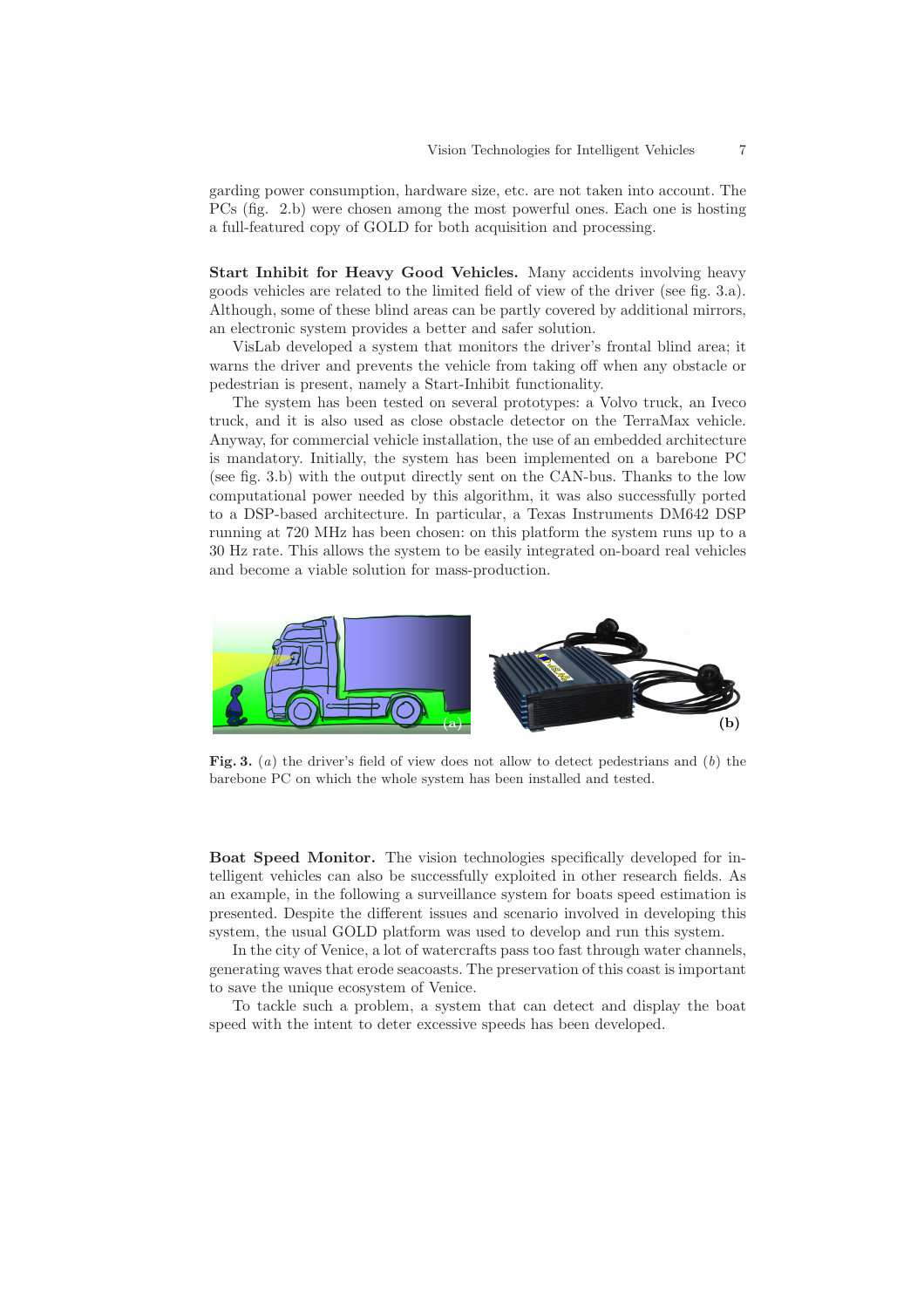garding power consumption, hardware size, etc. are not taken into account. The PCs (fig. 2.b) were chosen among the most powerful ones. Each one is hosting a full-featured copy of GOLD for both acquisition and processing.

**Start Inhibit for Heavy Good Vehicles.** Many accidents involving heavy goods vehicles are related to the limited field of view of the driver (see fig. 3.a). Although, some of these blind areas can be partly covered by additional mirrors, an electronic system provides a better and safer solution.

VisLab developed a system that monitors the driver's frontal blind area; it warns the driver and prevents the vehicle from taking off when any obstacle or pedestrian is present, namely a Start-Inhibit functionality.

The system has been tested on several prototypes: a Volvo truck, an Iveco truck, and it is also used as close obstacle detector on the TerraMax vehicle. Anyway, for commercial vehicle installation, the use of an embedded architecture is mandatory. Initially, the system has been implemented on a barebone PC (see fig. 3.b) with the output directly sent on the CAN-bus. Thanks to the low computational power needed by this algorithm, it was also successfully ported to a DSP-based architecture. In particular, a Texas Instruments DM642 DSP running at 720 MHz has been chosen: on this platform the system runs up to a 30 Hz rate. This allows the system to be easily integrated on-board real vehicles and become a viable solution for mass-production.

(a)

(b)

**Fig. 3.** (*a*) the driver's field of view does not allow to detect pedestrians and (*b*) the barebone PC on which the whole system has been installed and tested.

**Boat Speed Monitor.** The vision technologies specifically developed for intelligent vehicles can also be successfully exploited in other research fields. As an example, in the following a surveillance system for boats speed estimation is presented. Despite the different issues and scenario involved in developing this system, the usual GOLD platform was used to develop and run this system.

In the city of Venice, a lot of watercrafts pass too fast through water channels, generating waves that erode seacoasts. The preservation of this coast is important to save the unique ecosystem of Venice.

To tackle such a problem, a system that can detect and display the boat speed with the intent to deter excessive speeds has been developed.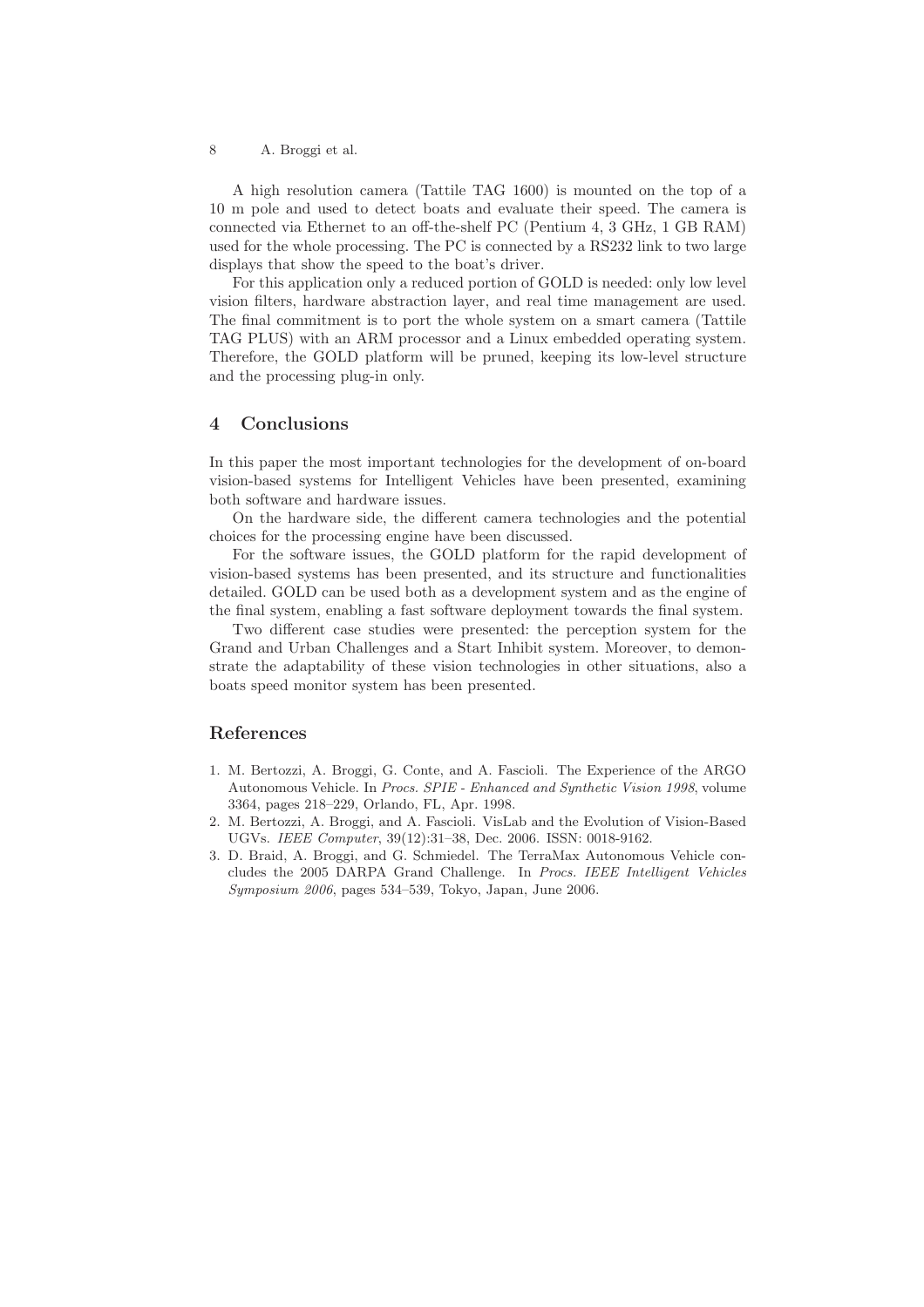A high resolution camera (Tattile TAG 1600) is mounted on the top of a 10 m pole and used to detect boats and evaluate their speed. The camera is connected via Ethernet to an off-the-shelf PC (Pentium 4, 3 GHz, 1 GB RAM) used for the whole processing. The PC is connected by a RS232 link to two large displays that show the speed to the boat's driver.

For this application only a reduced portion of GOLD is needed: only low level vision filters, hardware abstraction layer, and real time management are used. The final commitment is to port the whole system on a smart camera (Tattile TAG PLUS) with an ARM processor and a Linux embedded operating system. Therefore, the GOLD platform will be pruned, keeping its low-level structure and the processing plug-in only.

## 4 Conclusions

In this paper the most important technologies for the development of on-board vision-based systems for Intelligent Vehicles have been presented, examining both software and hardware issues.

On the hardware side, the different camera technologies and the potential choices for the processing engine have been discussed.

For the software issues, the GOLD platform for the rapid development of vision-based systems has been presented, and its structure and functionalities detailed. GOLD can be used both as a development system and as the engine of the final system, enabling a fast software deployment towards the final system.

Two different case studies were presented: the perception system for the Grand and Urban Challenges and a Start Inhibit system. Moreover, to demonstrate the adaptability of these vision technologies in other situations, also a boats speed monitor system has been presented.

## References

1. M. Bertozzi, A. Broggi, G. Conte, and A. Fascioli. The Experience of the ARGO Autonomous Vehicle. In *Procs. SPIE - Enhanced and Synthetic Vision 1998*, volume 3364, pages 218–229, Orlando, FL, Apr. 1998.
2. M. Bertozzi, A. Broggi, and A. Fascioli. VisLab and the Evolution of Vision-Based UGVs. *IEEE Computer*, 39(12):31–38, Dec. 2006. ISSN: 0018-9162.
3. D. Braid, A. Broggi, and G. Schmiedel. The TerraMax Autonomous Vehicle concludes the 2005 DARPA Grand Challenge. In *Procs. IEEE Intelligent Vehicles Symposium 2006*, pages 534–539, Tokyo, Japan, June 2006.